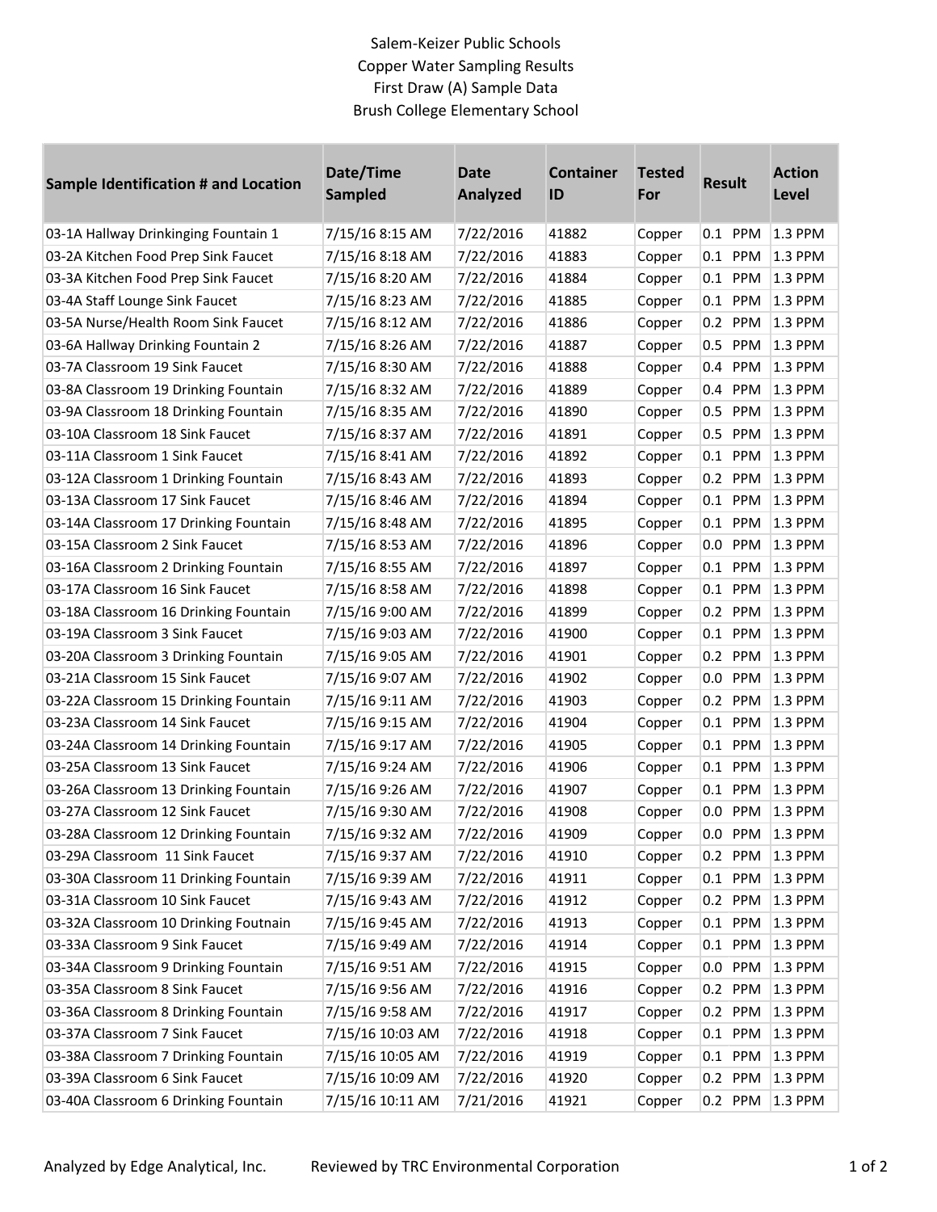Salem-Keizer Public Schools
Copper Water Sampling Results
First Draw (A) Sample Data
Brush College Elementary School

| Sample Identification # and Location | Date/Time Sampled | Date Analyzed | Container ID | Tested For | Result | Action Level |
|---|---|---|---|---|---|---|
| 03-1A Hallway Drinkinging Fountain 1 | 7/15/16 8:15 AM | 7/22/2016 | 41882 | Copper | 0.1 PPM | 1.3 PPM |
| 03-2A Kitchen Food Prep Sink Faucet | 7/15/16 8:18 AM | 7/22/2016 | 41883 | Copper | 0.1 PPM | 1.3 PPM |
| 03-3A Kitchen Food Prep Sink Faucet | 7/15/16 8:20 AM | 7/22/2016 | 41884 | Copper | 0.1 PPM | 1.3 PPM |
| 03-4A Staff Lounge Sink Faucet | 7/15/16 8:23 AM | 7/22/2016 | 41885 | Copper | 0.1 PPM | 1.3 PPM |
| 03-5A Nurse/Health Room Sink Faucet | 7/15/16 8:12 AM | 7/22/2016 | 41886 | Copper | 0.2 PPM | 1.3 PPM |
| 03-6A Hallway Drinking Fountain 2 | 7/15/16 8:26 AM | 7/22/2016 | 41887 | Copper | 0.5 PPM | 1.3 PPM |
| 03-7A Classroom 19 Sink Faucet | 7/15/16 8:30 AM | 7/22/2016 | 41888 | Copper | 0.4 PPM | 1.3 PPM |
| 03-8A Classroom 19 Drinking Fountain | 7/15/16 8:32 AM | 7/22/2016 | 41889 | Copper | 0.4 PPM | 1.3 PPM |
| 03-9A Classroom 18 Drinking Fountain | 7/15/16 8:35 AM | 7/22/2016 | 41890 | Copper | 0.5 PPM | 1.3 PPM |
| 03-10A Classroom 18 Sink Faucet | 7/15/16 8:37 AM | 7/22/2016 | 41891 | Copper | 0.5 PPM | 1.3 PPM |
| 03-11A Classroom 1 Sink Faucet | 7/15/16 8:41 AM | 7/22/2016 | 41892 | Copper | 0.1 PPM | 1.3 PPM |
| 03-12A Classroom 1 Drinking Fountain | 7/15/16 8:43 AM | 7/22/2016 | 41893 | Copper | 0.2 PPM | 1.3 PPM |
| 03-13A Classroom 17 Sink Faucet | 7/15/16 8:46 AM | 7/22/2016 | 41894 | Copper | 0.1 PPM | 1.3 PPM |
| 03-14A Classroom 17 Drinking Fountain | 7/15/16 8:48 AM | 7/22/2016 | 41895 | Copper | 0.1 PPM | 1.3 PPM |
| 03-15A Classroom 2 Sink Faucet | 7/15/16 8:53 AM | 7/22/2016 | 41896 | Copper | 0.0 PPM | 1.3 PPM |
| 03-16A Classroom 2 Drinking Fountain | 7/15/16 8:55 AM | 7/22/2016 | 41897 | Copper | 0.1 PPM | 1.3 PPM |
| 03-17A Classroom 16 Sink Faucet | 7/15/16 8:58 AM | 7/22/2016 | 41898 | Copper | 0.1 PPM | 1.3 PPM |
| 03-18A Classroom 16 Drinking Fountain | 7/15/16 9:00 AM | 7/22/2016 | 41899 | Copper | 0.2 PPM | 1.3 PPM |
| 03-19A Classroom 3 Sink Faucet | 7/15/16 9:03 AM | 7/22/2016 | 41900 | Copper | 0.1 PPM | 1.3 PPM |
| 03-20A Classroom 3 Drinking Fountain | 7/15/16 9:05 AM | 7/22/2016 | 41901 | Copper | 0.2 PPM | 1.3 PPM |
| 03-21A Classroom 15 Sink Faucet | 7/15/16 9:07 AM | 7/22/2016 | 41902 | Copper | 0.0 PPM | 1.3 PPM |
| 03-22A Classroom 15 Drinking Fountain | 7/15/16 9:11 AM | 7/22/2016 | 41903 | Copper | 0.2 PPM | 1.3 PPM |
| 03-23A Classroom 14 Sink Faucet | 7/15/16 9:15 AM | 7/22/2016 | 41904 | Copper | 0.1 PPM | 1.3 PPM |
| 03-24A Classroom 14 Drinking Fountain | 7/15/16 9:17 AM | 7/22/2016 | 41905 | Copper | 0.1 PPM | 1.3 PPM |
| 03-25A Classroom 13 Sink Faucet | 7/15/16 9:24 AM | 7/22/2016 | 41906 | Copper | 0.1 PPM | 1.3 PPM |
| 03-26A Classroom 13 Drinking Fountain | 7/15/16 9:26 AM | 7/22/2016 | 41907 | Copper | 0.1 PPM | 1.3 PPM |
| 03-27A Classroom 12 Sink Faucet | 7/15/16 9:30 AM | 7/22/2016 | 41908 | Copper | 0.0 PPM | 1.3 PPM |
| 03-28A Classroom 12 Drinking Fountain | 7/15/16 9:32 AM | 7/22/2016 | 41909 | Copper | 0.0 PPM | 1.3 PPM |
| 03-29A Classroom 11 Sink Faucet | 7/15/16 9:37 AM | 7/22/2016 | 41910 | Copper | 0.2 PPM | 1.3 PPM |
| 03-30A Classroom 11 Drinking Fountain | 7/15/16 9:39 AM | 7/22/2016 | 41911 | Copper | 0.1 PPM | 1.3 PPM |
| 03-31A Classroom 10 Sink Faucet | 7/15/16 9:43 AM | 7/22/2016 | 41912 | Copper | 0.2 PPM | 1.3 PPM |
| 03-32A Classroom 10 Drinking Foutnain | 7/15/16 9:45 AM | 7/22/2016 | 41913 | Copper | 0.1 PPM | 1.3 PPM |
| 03-33A Classroom 9 Sink Faucet | 7/15/16 9:49 AM | 7/22/2016 | 41914 | Copper | 0.1 PPM | 1.3 PPM |
| 03-34A Classroom 9 Drinking Fountain | 7/15/16 9:51 AM | 7/22/2016 | 41915 | Copper | 0.0 PPM | 1.3 PPM |
| 03-35A Classroom 8 Sink Faucet | 7/15/16 9:56 AM | 7/22/2016 | 41916 | Copper | 0.2 PPM | 1.3 PPM |
| 03-36A Classroom 8 Drinking Fountain | 7/15/16 9:58 AM | 7/22/2016 | 41917 | Copper | 0.2 PPM | 1.3 PPM |
| 03-37A Classroom 7 Sink Faucet | 7/15/16 10:03 AM | 7/22/2016 | 41918 | Copper | 0.1 PPM | 1.3 PPM |
| 03-38A Classroom 7 Drinking Fountain | 7/15/16 10:05 AM | 7/22/2016 | 41919 | Copper | 0.1 PPM | 1.3 PPM |
| 03-39A Classroom 6 Sink Faucet | 7/15/16 10:09 AM | 7/22/2016 | 41920 | Copper | 0.2 PPM | 1.3 PPM |
| 03-40A Classroom 6 Drinking Fountain | 7/15/16 10:11 AM | 7/21/2016 | 41921 | Copper | 0.2 PPM | 1.3 PPM |

Analyzed by Edge Analytical, Inc. Reviewed by TRC Environmental Corporation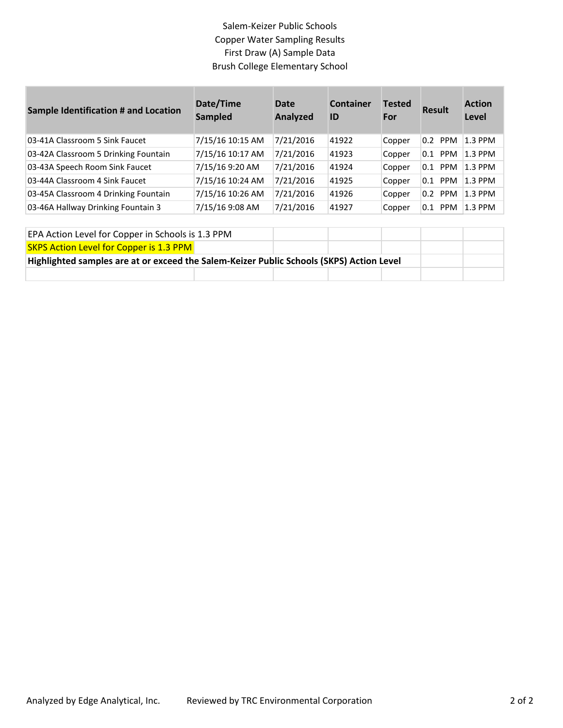Salem-Keizer Public Schools
Copper Water Sampling Results
First Draw (A) Sample Data
Brush College Elementary School

| Sample Identification # and Location | Date/Time Sampled | Date Analyzed | Container ID | Tested For | Result | Action Level |
|---|---|---|---|---|---|---|
| 03-41A Classroom 5 Sink Faucet | 7/15/16 10:15 AM | 7/21/2016 | 41922 | Copper | 0.2 PPM | 1.3 PPM |
| 03-42A Classroom 5 Drinking Fountain | 7/15/16 10:17 AM | 7/21/2016 | 41923 | Copper | 0.1 PPM | 1.3 PPM |
| 03-43A Speech Room Sink Faucet | 7/15/16 9:20 AM | 7/21/2016 | 41924 | Copper | 0.1 PPM | 1.3 PPM |
| 03-44A Classroom 4 Sink Faucet | 7/15/16 10:24 AM | 7/21/2016 | 41925 | Copper | 0.1 PPM | 1.3 PPM |
| 03-45A Classroom 4 Drinking Fountain | 7/15/16 10:26 AM | 7/21/2016 | 41926 | Copper | 0.2 PPM | 1.3 PPM |
| 03-46A Hallway Drinking Fountain 3 | 7/15/16 9:08 AM | 7/21/2016 | 41927 | Copper | 0.1 PPM | 1.3 PPM |

EPA Action Level for Copper in Schools is 1.3 PPM

SKPS Action Level for Copper is 1.3 PPM

**Highlighted samples are at or exceed the Salem-Keizer Public Schools (SKPS) Action Level**

Analyzed by Edge Analytical, Inc. Reviewed by TRC Environmental Corporation